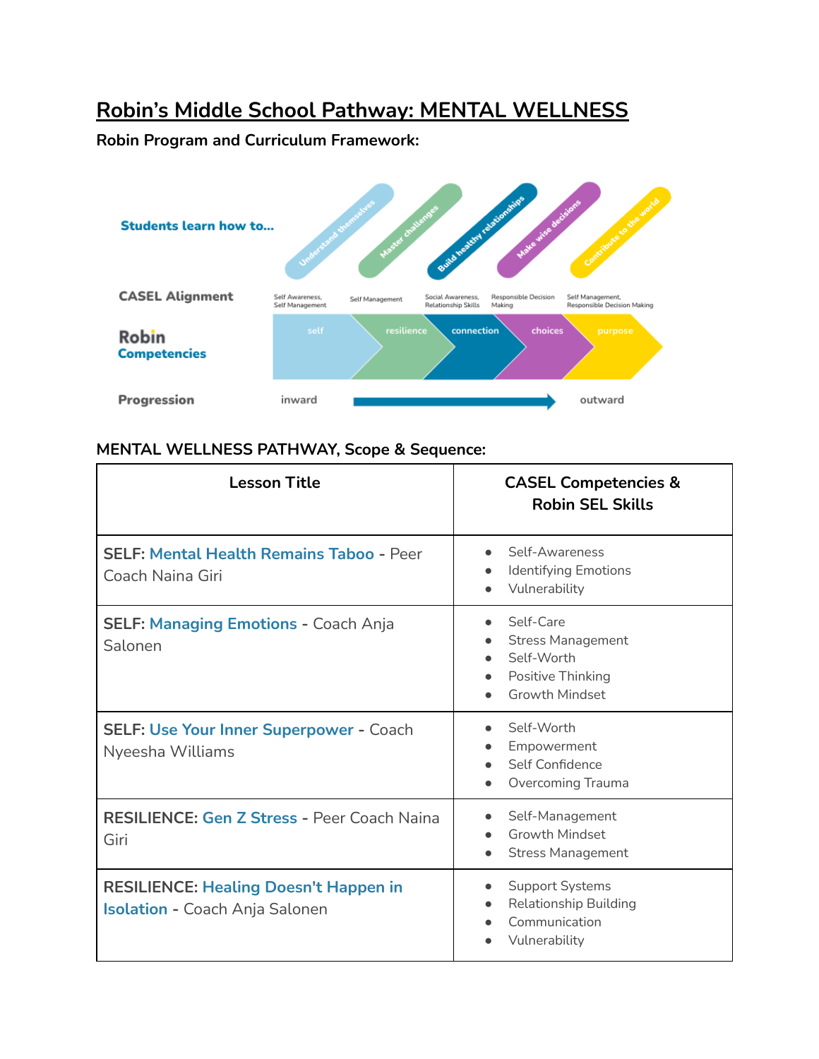# Robin's Middle School Pathway: MENTAL WELLNESS

**Robin Program and Curriculum Framework:**

| | | | | | |
|---|---|---|---|---|---|
| **Students learn how to...** | Understand themselves | Master challenges | Build healthy relationships | Make wise decisions | Contribute to the world |
| **CASEL Alignment** | Self Awareness, Self Management | Self Management | Social Awareness, Relationship Skills | Responsible Decision Making | Self Management, Responsible Decision Making |
| **Robin Competencies** | self | resilience | connection | choices | purpose |
| **Progression** | inward → outward | | | | |

**MENTAL WELLNESS PATHWAY, Scope & Sequence:**

| Lesson Title | CASEL Competencies & Robin SEL Skills |
|---|---|
| **SELF:** Mental Health Remains Taboo - Peer Coach Naina Giri | • Self-Awareness<br>• Identifying Emotions<br>• Vulnerability |
| **SELF:** Managing Emotions - Coach Anja Salonen | • Self-Care<br>• Stress Management<br>• Self-Worth<br>• Positive Thinking<br>• Growth Mindset |
| **SELF:** Use Your Inner Superpower - Coach Nyeesha Williams | • Self-Worth<br>• Empowerment<br>• Self Confidence<br>• Overcoming Trauma |
| **RESILIENCE:** Gen Z Stress - Peer Coach Naina Giri | • Self-Management<br>• Growth Mindset<br>• Stress Management |
| **RESILIENCE:** Healing Doesn't Happen in Isolation - Coach Anja Salonen | • Support Systems<br>• Relationship Building<br>• Communication<br>• Vulnerability |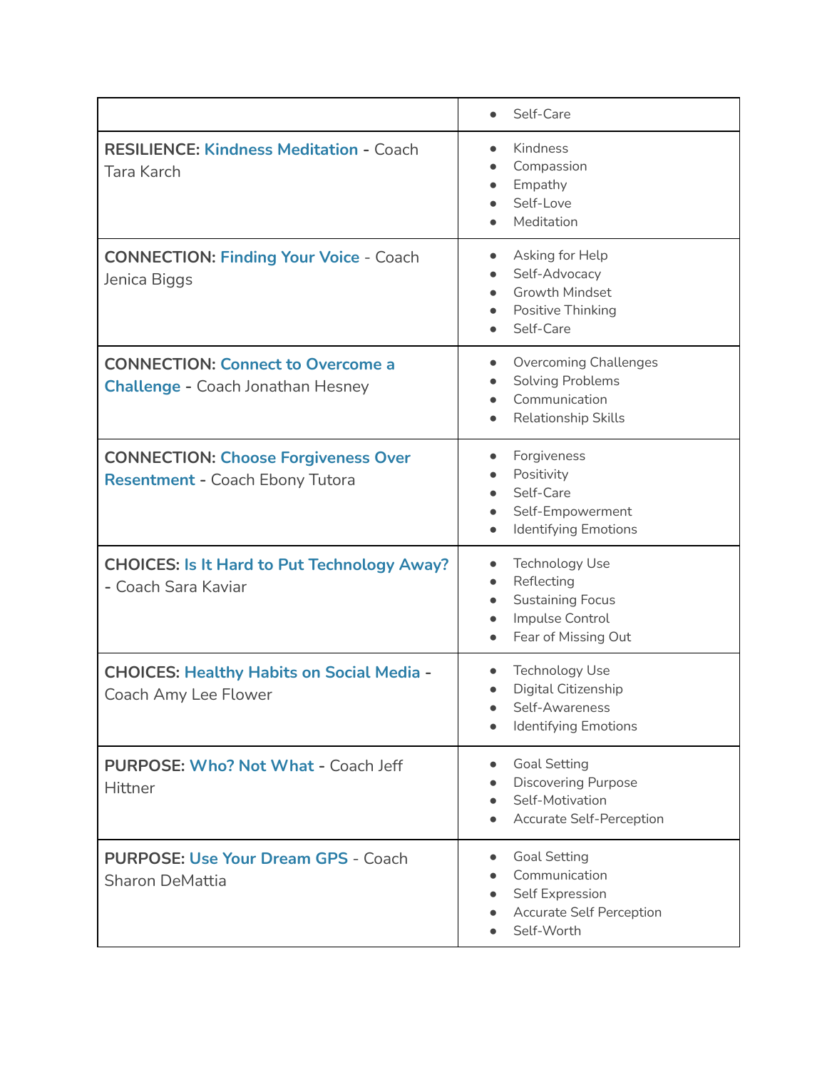| | |
|---|---|
| | • Self-Care |
| **RESILIENCE:** **Kindness Meditation** - Coach Tara Karch | • Kindness<br>• Compassion<br>• Empathy<br>• Self-Love<br>• Meditation |
| **CONNECTION:** **Finding Your Voice** - Coach Jenica Biggs | • Asking for Help<br>• Self-Advocacy<br>• Growth Mindset<br>• Positive Thinking<br>• Self-Care |
| **CONNECTION:** **Connect to Overcome a Challenge** - Coach Jonathan Hesney | • Overcoming Challenges<br>• Solving Problems<br>• Communication<br>• Relationship Skills |
| **CONNECTION:** **Choose Forgiveness Over Resentment** - Coach Ebony Tutora | • Forgiveness<br>• Positivity<br>• Self-Care<br>• Self-Empowerment<br>• Identifying Emotions |
| **CHOICES:** **Is It Hard to Put Technology Away?** - Coach Sara Kaviar | • Technology Use<br>• Reflecting<br>• Sustaining Focus<br>• Impulse Control<br>• Fear of Missing Out |
| **CHOICES:** **Healthy Habits on Social Media** - Coach Amy Lee Flower | • Technology Use<br>• Digital Citizenship<br>• Self-Awareness<br>• Identifying Emotions |
| **PURPOSE:** **Who? Not What** - Coach Jeff Hittner | • Goal Setting<br>• Discovering Purpose<br>• Self-Motivation<br>• Accurate Self-Perception |
| **PURPOSE:** **Use Your Dream GPS** - Coach Sharon DeMattia | • Goal Setting<br>• Communication<br>• Self Expression<br>• Accurate Self Perception<br>• Self-Worth |